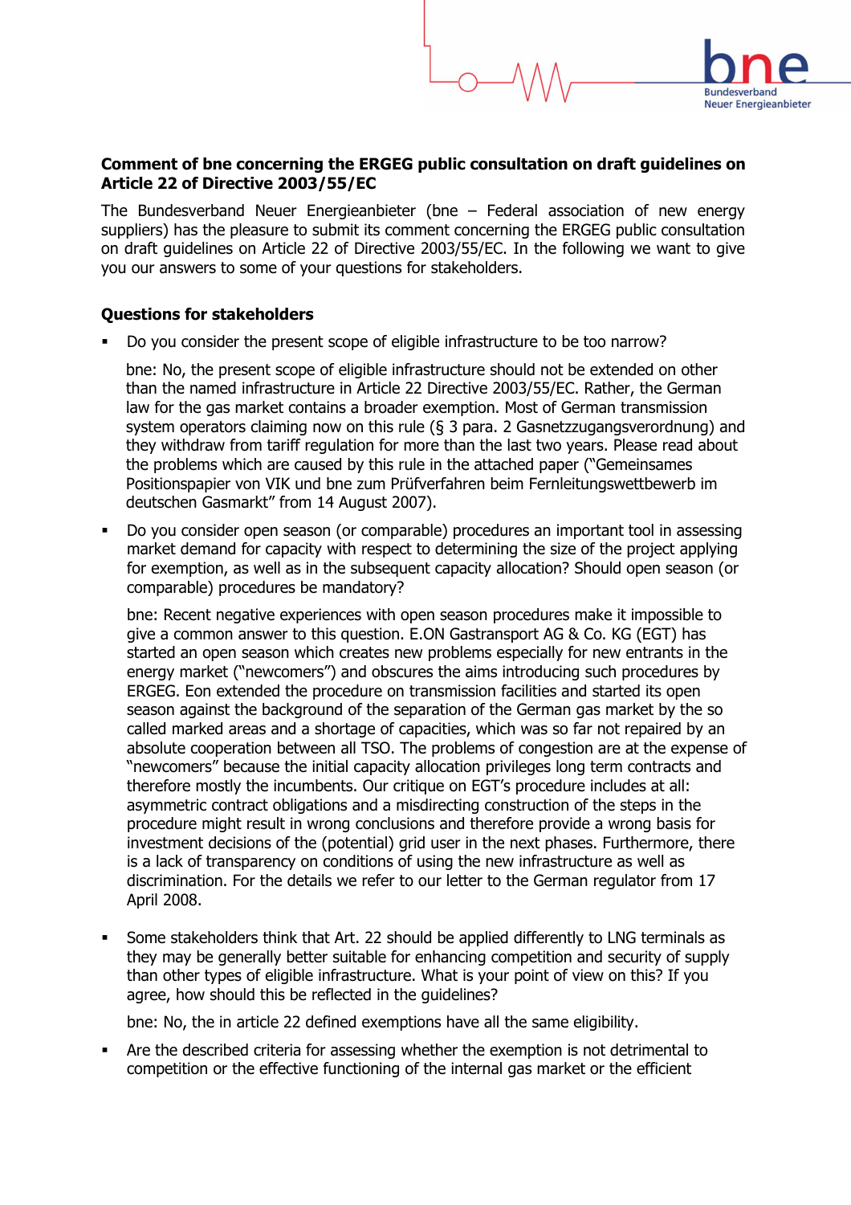**Comment of bne concerning the ERGEG public consultation on draft guidelines on Article 22 of Directive 2003/55/EC**

The Bundesverband Neuer Energieanbieter (bne – Federal association of new energy suppliers) has the pleasure to submit its comment concerning the ERGEG public consultation on draft guidelines on Article 22 of Directive 2003/55/EC. In the following we want to give you our answers to some of your questions for stakeholders.

**Questions for stakeholders**

- Do you consider the present scope of eligible infrastructure to be too narrow?

  bne: No, the present scope of eligible infrastructure should not be extended on other than the named infrastructure in Article 22 Directive 2003/55/EC. Rather, the German law for the gas market contains a broader exemption. Most of German transmission system operators claiming now on this rule (§ 3 para. 2 Gasnetzzugangsverordnung) and they withdraw from tariff regulation for more than the last two years. Please read about the problems which are caused by this rule in the attached paper ("Gemeinsames Positionspapier von VIK und bne zum Prüfverfahren beim Fernleitungswettbewerb im deutschen Gasmarkt" from 14 August 2007).

- Do you consider open season (or comparable) procedures an important tool in assessing market demand for capacity with respect to determining the size of the project applying for exemption, as well as in the subsequent capacity allocation? Should open season (or comparable) procedures be mandatory?

  bne: Recent negative experiences with open season procedures make it impossible to give a common answer to this question. E.ON Gastransport AG & Co. KG (EGT) has started an open season which creates new problems especially for new entrants in the energy market ("newcomers") and obscures the aims introducing such procedures by ERGEG. Eon extended the procedure on transmission facilities and started its open season against the background of the separation of the German gas market by the so called marked areas and a shortage of capacities, which was so far not repaired by an absolute cooperation between all TSO. The problems of congestion are at the expense of "newcomers" because the initial capacity allocation privileges long term contracts and therefore mostly the incumbents. Our critique on EGT's procedure includes at all: asymmetric contract obligations and a misdirecting construction of the steps in the procedure might result in wrong conclusions and therefore provide a wrong basis for investment decisions of the (potential) grid user in the next phases. Furthermore, there is a lack of transparency on conditions of using the new infrastructure as well as discrimination. For the details we refer to our letter to the German regulator from 17 April 2008.

- Some stakeholders think that Art. 22 should be applied differently to LNG terminals as they may be generally better suitable for enhancing competition and security of supply than other types of eligible infrastructure. What is your point of view on this? If you agree, how should this be reflected in the guidelines?

  bne: No, the in article 22 defined exemptions have all the same eligibility.

- Are the described criteria for assessing whether the exemption is not detrimental to competition or the effective functioning of the internal gas market or the efficient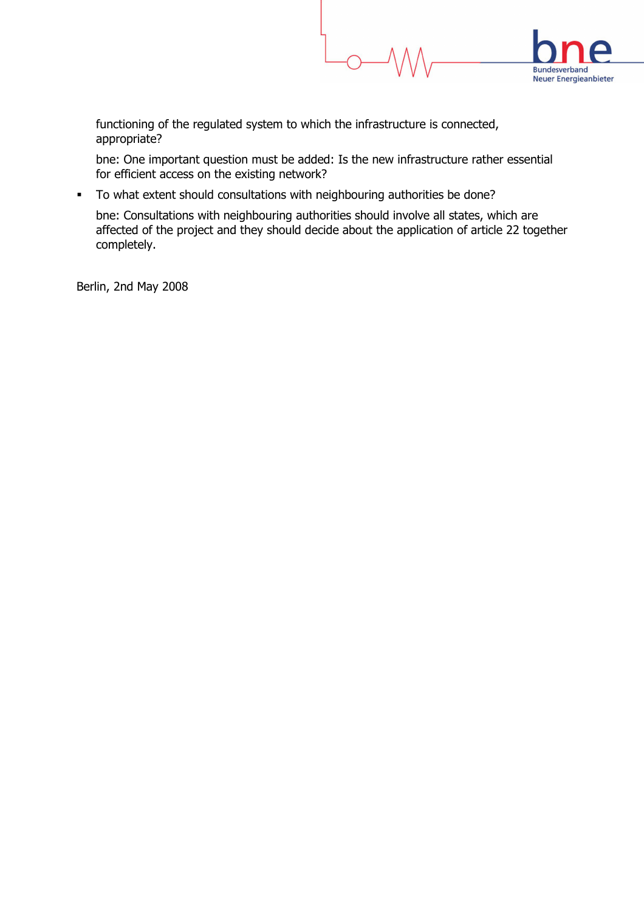functioning of the regulated system to which the infrastructure is connected, appropriate?

bne: One important question must be added: Is the new infrastructure rather essential for efficient access on the existing network?

- To what extent should consultations with neighbouring authorities be done?

  bne: Consultations with neighbouring authorities should involve all states, which are affected of the project and they should decide about the application of article 22 together completely.

Berlin, 2nd May 2008